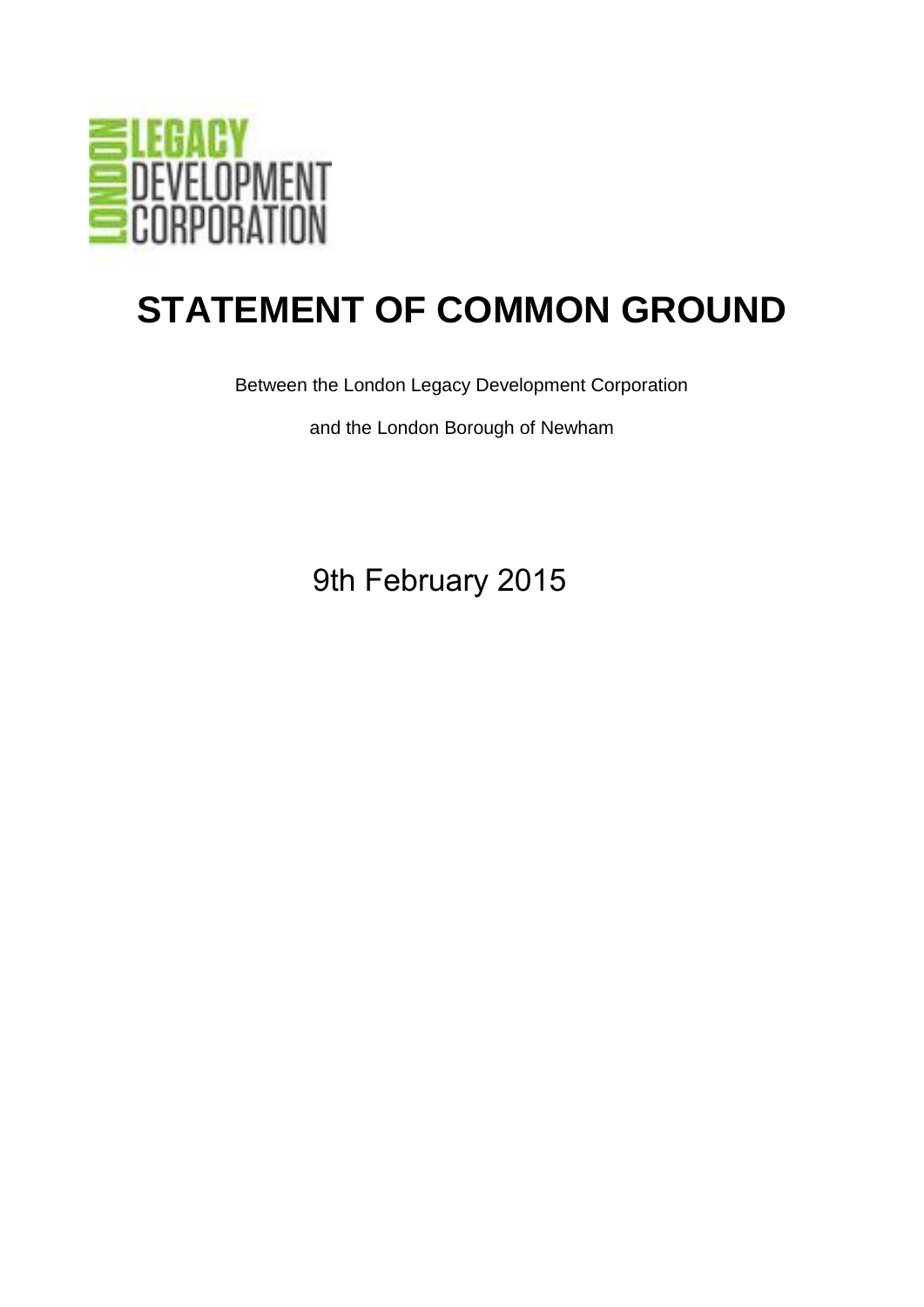# STATEMENT OF COMMON GROUND

Between the London Legacy Development Corporation

and the London Borough of Newham

9th February 2015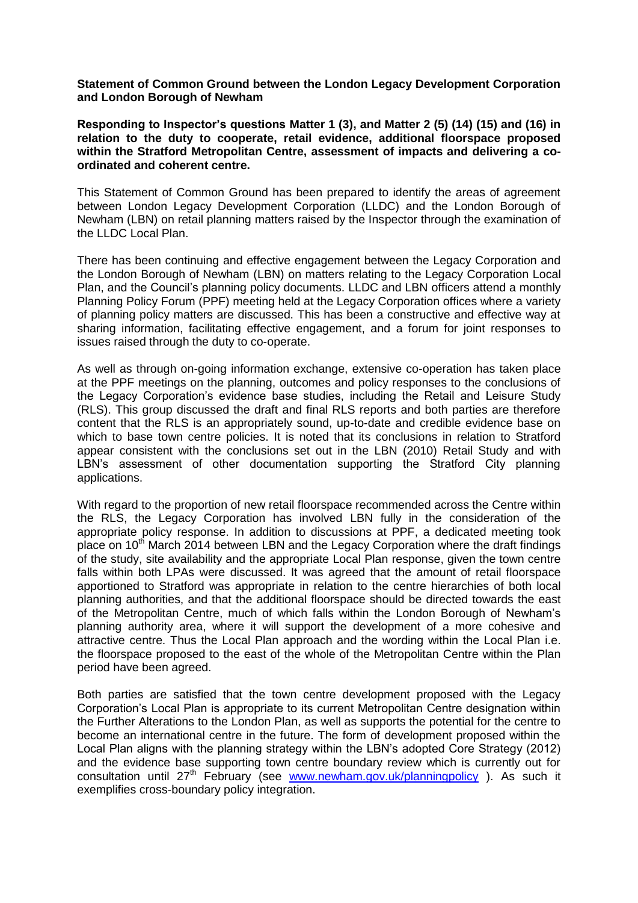**Statement of Common Ground between the London Legacy Development Corporation and London Borough of Newham**

**Responding to Inspector's questions Matter 1 (3), and Matter 2 (5) (14) (15) and (16) in relation to the duty to cooperate, retail evidence, additional floorspace proposed within the Stratford Metropolitan Centre, assessment of impacts and delivering a co-ordinated and coherent centre.**

This Statement of Common Ground has been prepared to identify the areas of agreement between London Legacy Development Corporation (LLDC) and the London Borough of Newham (LBN) on retail planning matters raised by the Inspector through the examination of the LLDC Local Plan.

There has been continuing and effective engagement between the Legacy Corporation and the London Borough of Newham (LBN) on matters relating to the Legacy Corporation Local Plan, and the Council's planning policy documents. LLDC and LBN officers attend a monthly Planning Policy Forum (PPF) meeting held at the Legacy Corporation offices where a variety of planning policy matters are discussed. This has been a constructive and effective way at sharing information, facilitating effective engagement, and a forum for joint responses to issues raised through the duty to co-operate.

As well as through on-going information exchange, extensive co-operation has taken place at the PPF meetings on the planning, outcomes and policy responses to the conclusions of the Legacy Corporation's evidence base studies, including the Retail and Leisure Study (RLS). This group discussed the draft and final RLS reports and both parties are therefore content that the RLS is an appropriately sound, up-to-date and credible evidence base on which to base town centre policies. It is noted that its conclusions in relation to Stratford appear consistent with the conclusions set out in the LBN (2010) Retail Study and with LBN's assessment of other documentation supporting the Stratford City planning applications.

With regard to the proportion of new retail floorspace recommended across the Centre within the RLS, the Legacy Corporation has involved LBN fully in the consideration of the appropriate policy response. In addition to discussions at PPF, a dedicated meeting took place on 10th March 2014 between LBN and the Legacy Corporation where the draft findings of the study, site availability and the appropriate Local Plan response, given the town centre falls within both LPAs were discussed. It was agreed that the amount of retail floorspace apportioned to Stratford was appropriate in relation to the centre hierarchies of both local planning authorities, and that the additional floorspace should be directed towards the east of the Metropolitan Centre, much of which falls within the London Borough of Newham's planning authority area, where it will support the development of a more cohesive and attractive centre. Thus the Local Plan approach and the wording within the Local Plan i.e. the floorspace proposed to the east of the whole of the Metropolitan Centre within the Plan period have been agreed.

Both parties are satisfied that the town centre development proposed with the Legacy Corporation's Local Plan is appropriate to its current Metropolitan Centre designation within the Further Alterations to the London Plan, as well as supports the potential for the centre to become an international centre in the future. The form of development proposed within the Local Plan aligns with the planning strategy within the LBN's adopted Core Strategy (2012) and the evidence base supporting town centre boundary review which is currently out for consultation until 27th February (see www.newham.gov.uk/planningpolicy ). As such it exemplifies cross-boundary policy integration.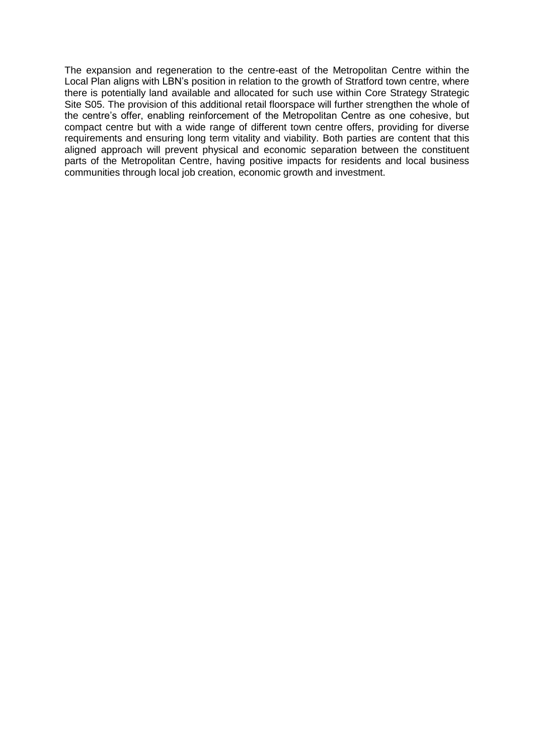The expansion and regeneration to the centre-east of the Metropolitan Centre within the Local Plan aligns with LBN's position in relation to the growth of Stratford town centre, where there is potentially land available and allocated for such use within Core Strategy Strategic Site S05. The provision of this additional retail floorspace will further strengthen the whole of the centre's offer, enabling reinforcement of the Metropolitan Centre as one cohesive, but compact centre but with a wide range of different town centre offers, providing for diverse requirements and ensuring long term vitality and viability. Both parties are content that this aligned approach will prevent physical and economic separation between the constituent parts of the Metropolitan Centre, having positive impacts for residents and local business communities through local job creation, economic growth and investment.